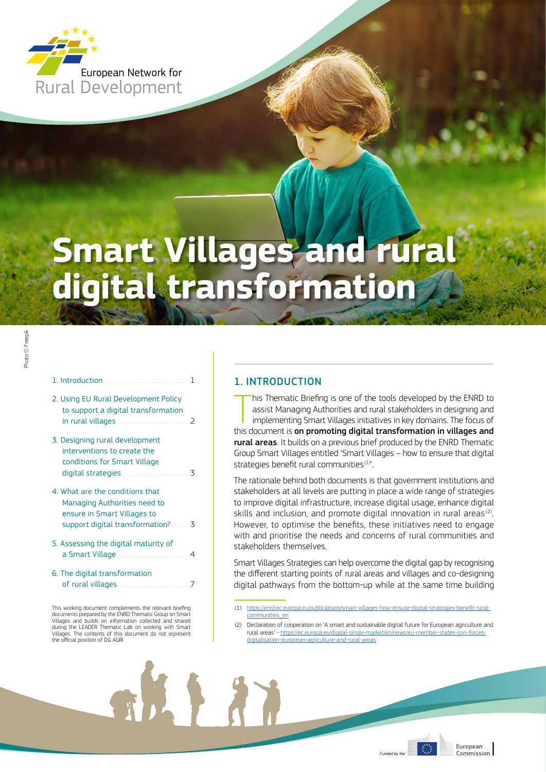European Network for Rural Development

# Smart Villages and rural digital transformation

Photo © Freepik

1. Introduction . . . . . . . . . . . . . . . . . . . . . . . . . . . . 1
2. Using EU Rural Development Policy to support a digital transformation in rural villages . . . . . . . . . . . . . . . . . . . . . . . 2
3. Designing rural development interventions to create the conditions for Smart Village digital strategies . . . . . . . . . . . . . . . . . . . . 3
4. What are the conditions that Managing Authorities need to ensure in Smart Villages to support digital transformation? . . . . . . 3
5. Assessing the digital maturity of a Smart Village . . . . . . . . . . . . . . . . . . . . . . . 4
6. The digital transformation of rural villages . . . . . . . . . . . . . . . . . . . . . . . 7

This working document complements the relevant briefing documents prepared by the ENRD Thematic Group on Smart Villages and builds on information collected and shared during the LEADER Thematic Lab on working with Smart Villages. The contents of this document do not represent the official position of DG AGRI

## 1. INTRODUCTION

This Thematic Briefing is one of the tools developed by the ENRD to assist Managing Authorities and rural stakeholders in designing and implementing Smart Villages initiatives in key domains. The focus of this document is **on promoting digital transformation in villages and rural areas**. It builds on a previous brief produced by the ENRD Thematic Group Smart Villages entitled 'Smart Villages – how to ensure that digital strategies benefit rural communities[1]'.

The rationale behind both documents is that government institutions and stakeholders at all levels are putting in place a wide range of strategies to improve digital infrastructure, increase digital usage, enhance digital skills and inclusion, and promote digital innovation in rural areas[2]. However, to optimise the benefits, these initiatives need to engage with and prioritise the needs and concerns of rural communities and stakeholders themselves.

Smart Villages Strategies can help overcome the digital gap by recognising the different starting points of rural areas and villages and co-designing digital pathways from the bottom-up while at the same time building

(1) https://enrd.ec.europa.eu/publications/smart-villages-how-ensure-digital-strategies-benefit-rural-communities_en

(2) Declaration of cooperation on 'A smart and sustainable digital future for European agriculture and rural areas' - https://ec.europa.eu/digital-single-market/en/news/eu-member-states-join-forces-digitalisation-european-agriculture-and-rural-areas

Funded by the European Commission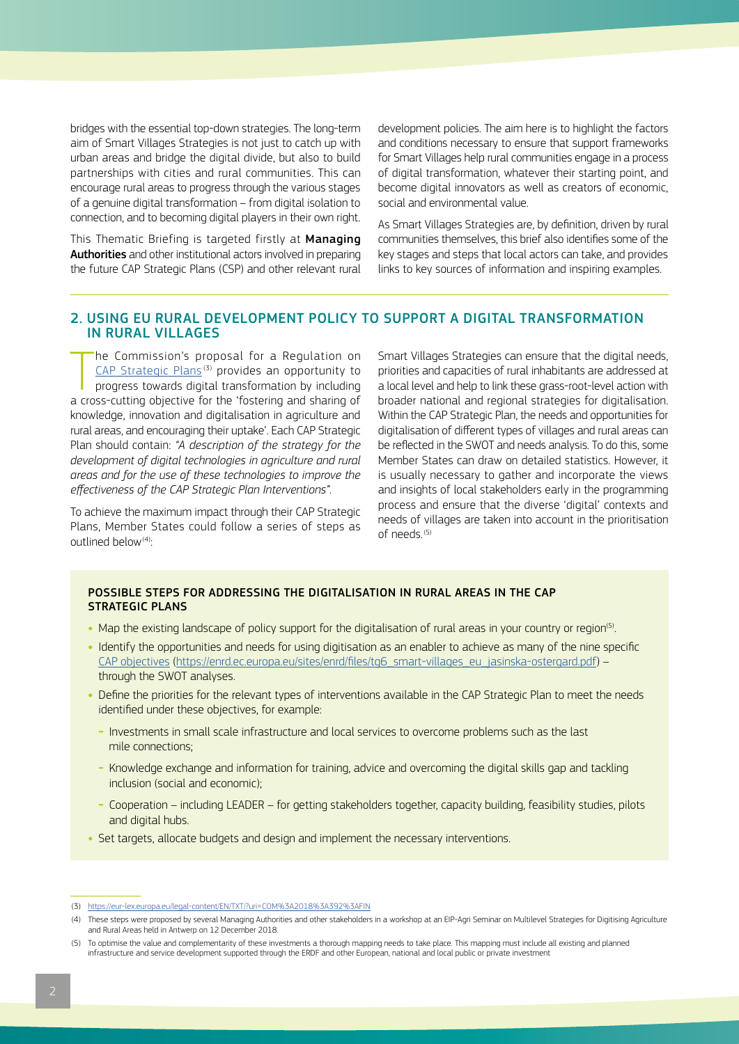bridges with the essential top-down strategies. The long-term aim of Smart Villages Strategies is not just to catch up with urban areas and bridge the digital divide, but also to build partnerships with cities and rural communities. This can encourage rural areas to progress through the various stages of a genuine digital transformation – from digital isolation to connection, and to becoming digital players in their own right.

This Thematic Briefing is targeted firstly at **Managing Authorities** and other institutional actors involved in preparing the future CAP Strategic Plans (CSP) and other relevant rural development policies. The aim here is to highlight the factors and conditions necessary to ensure that support frameworks for Smart Villages help rural communities engage in a process of digital transformation, whatever their starting point, and become digital innovators as well as creators of economic, social and environmental value.

As Smart Villages Strategies are, by definition, driven by rural communities themselves, this brief also identifies some of the key stages and steps that local actors can take, and provides links to key sources of information and inspiring examples.

## 2. USING EU RURAL DEVELOPMENT POLICY TO SUPPORT A DIGITAL TRANSFORMATION IN RURAL VILLAGES

The Commission's proposal for a Regulation on CAP Strategic Plans[3] provides an opportunity to progress towards digital transformation by including a cross-cutting objective for the 'fostering and sharing of knowledge, innovation and digitalisation in agriculture and rural areas, and encouraging their uptake'. Each CAP Strategic Plan should contain: *"A description of the strategy for the development of digital technologies in agriculture and rural areas and for the use of these technologies to improve the effectiveness of the CAP Strategic Plan Interventions"*.

To achieve the maximum impact through their CAP Strategic Plans, Member States could follow a series of steps as outlined below[4]:

Smart Villages Strategies can ensure that the digital needs, priorities and capacities of rural inhabitants are addressed at a local level and help to link these grass-root-level action with broader national and regional strategies for digitalisation. Within the CAP Strategic Plan, the needs and opportunities for digitalisation of different types of villages and rural areas can be reflected in the SWOT and needs analysis. To do this, some Member States can draw on detailed statistics. However, it is usually necessary to gather and incorporate the views and insights of local stakeholders early in the programming process and ensure that the diverse 'digital' contexts and needs of villages are taken into account in the prioritisation of needs.[5]

### POSSIBLE STEPS FOR ADDRESSING THE DIGITALISATION IN RURAL AREAS IN THE CAP STRATEGIC PLANS

- Map the existing landscape of policy support for the digitalisation of rural areas in your country or region[5].
- Identify the opportunities and needs for using digitisation as an enabler to achieve as many of the nine specific CAP objectives (https://enrd.ec.europa.eu/sites/enrd/files/tg6_smart-villages_eu_jasinska-ostergard.pdf) – through the SWOT analyses.
- Define the priorities for the relevant types of interventions available in the CAP Strategic Plan to meet the needs identified under these objectives, for example:
  - Investments in small scale infrastructure and local services to overcome problems such as the last mile connections;
  - Knowledge exchange and information for training, advice and overcoming the digital skills gap and tackling inclusion (social and economic);
  - Cooperation – including LEADER – for getting stakeholders together, capacity building, feasibility studies, pilots and digital hubs.
- Set targets, allocate budgets and design and implement the necessary interventions.

---

(3) https://eur-lex.europa.eu/legal-content/EN/TXT/?uri=COM%3A2018%3A392%3AFIN

(4) These steps were proposed by several Managing Authorities and other stakeholders in a workshop at an EIP-Agri Seminar on Multilevel Strategies for Digitising Agriculture and Rural Areas held in Antwerp on 12 December 2018.

(5) To optimise the value and complementarity of these investments a thorough mapping needs to take place. This mapping must include all existing and planned infrastructure and service development supported through the ERDF and other European, national and local public or private investment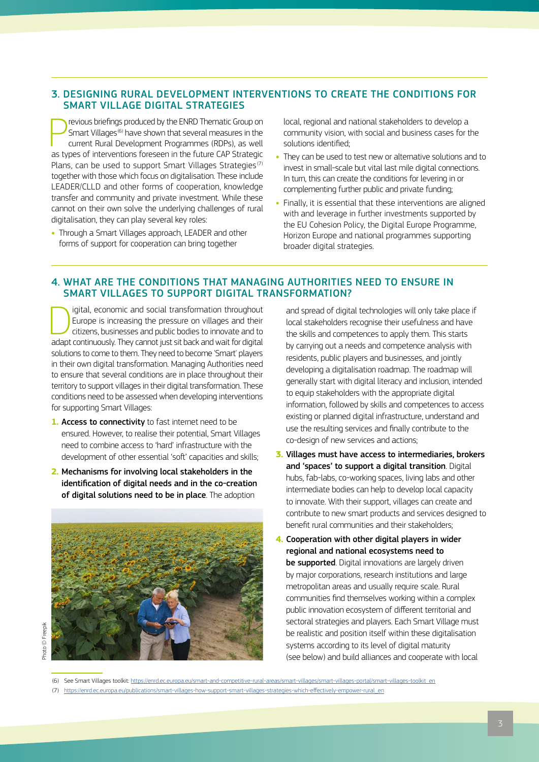## 3. DESIGNING RURAL DEVELOPMENT INTERVENTIONS TO CREATE THE CONDITIONS FOR SMART VILLAGE DIGITAL STRATEGIES

Previous briefings produced by the ENRD Thematic Group on Smart Villages[6] have shown that several measures in the current Rural Development Programmes (RDPs), as well as types of interventions foreseen in the future CAP Strategic Plans, can be used to support Smart Villages Strategies[7] together with those which focus on digitalisation. These include LEADER/CLLD and other forms of cooperation, knowledge transfer and community and private investment. While these cannot on their own solve the underlying challenges of rural digitalisation, they can play several key roles:

- Through a Smart Villages approach, LEADER and other forms of support for cooperation can bring together local, regional and national stakeholders to develop a community vision, with social and business cases for the solutions identified;
- They can be used to test new or alternative solutions and to invest in small-scale but vital last mile digital connections. In turn, this can create the conditions for levering in or complementing further public and private funding;
- Finally, it is essential that these interventions are aligned with and leverage in further investments supported by the EU Cohesion Policy, the Digital Europe Programme, Horizon Europe and national programmes supporting broader digital strategies.

## 4. WHAT ARE THE CONDITIONS THAT MANAGING AUTHORITIES NEED TO ENSURE IN SMART VILLAGES TO SUPPORT DIGITAL TRANSFORMATION?

Digital, economic and social transformation throughout Europe is increasing the pressure on villages and their citizens, businesses and public bodies to innovate and to adapt continuously. They cannot just sit back and wait for digital solutions to come to them. They need to become 'Smart' players in their own digital transformation. Managing Authorities need to ensure that several conditions are in place throughout their territory to support villages in their digital transformation. These conditions need to be assessed when developing interventions for supporting Smart Villages:

1. **Access to connectivity** to fast internet need to be ensured. However, to realise their potential, Smart Villages need to combine access to 'hard' infrastructure with the development of other essential 'soft' capacities and skills;
2. **Mechanisms for involving local stakeholders in the identification of digital needs and in the co-creation of digital solutions need to be in place**. The adoption and spread of digital technologies will only take place if local stakeholders recognise their usefulness and have the skills and competences to apply them. This starts by carrying out a needs and competence analysis with residents, public players and businesses, and jointly developing a digitalisation roadmap. The roadmap will generally start with digital literacy and inclusion, intended to equip stakeholders with the appropriate digital information, followed by skills and competences to access existing or planned digital infrastructure, understand and use the resulting services and finally contribute to the co-design of new services and actions;
3. **Villages must have access to intermediaries, brokers and 'spaces' to support a digital transition**. Digital hubs, fab-labs, co-working spaces, living labs and other intermediate bodies can help to develop local capacity to innovate. With their support, villages can create and contribute to new smart products and services designed to benefit rural communities and their stakeholders;
4. **Cooperation with other digital players in wider regional and national ecosystems need to be supported**. Digital innovations are largely driven by major corporations, research institutions and large metropolitan areas and usually require scale. Rural communities find themselves working within a complex public innovation ecosystem of different territorial and sectoral strategies and players. Each Smart Village must be realistic and position itself within these digitalisation systems according to its level of digital maturity (see below) and build alliances and cooperate with local

Photo © Freepik

(6) See Smart Villages toolkit: https://enrd.ec.europa.eu/smart-and-competitive-rural-areas/smart-villages/smart-villages-portal/smart-villages-toolkit_en

(7) https://enrd.ec.europa.eu/publications/smart-villages-how-support-smart-villages-strategies-which-effectively-empower-rural_en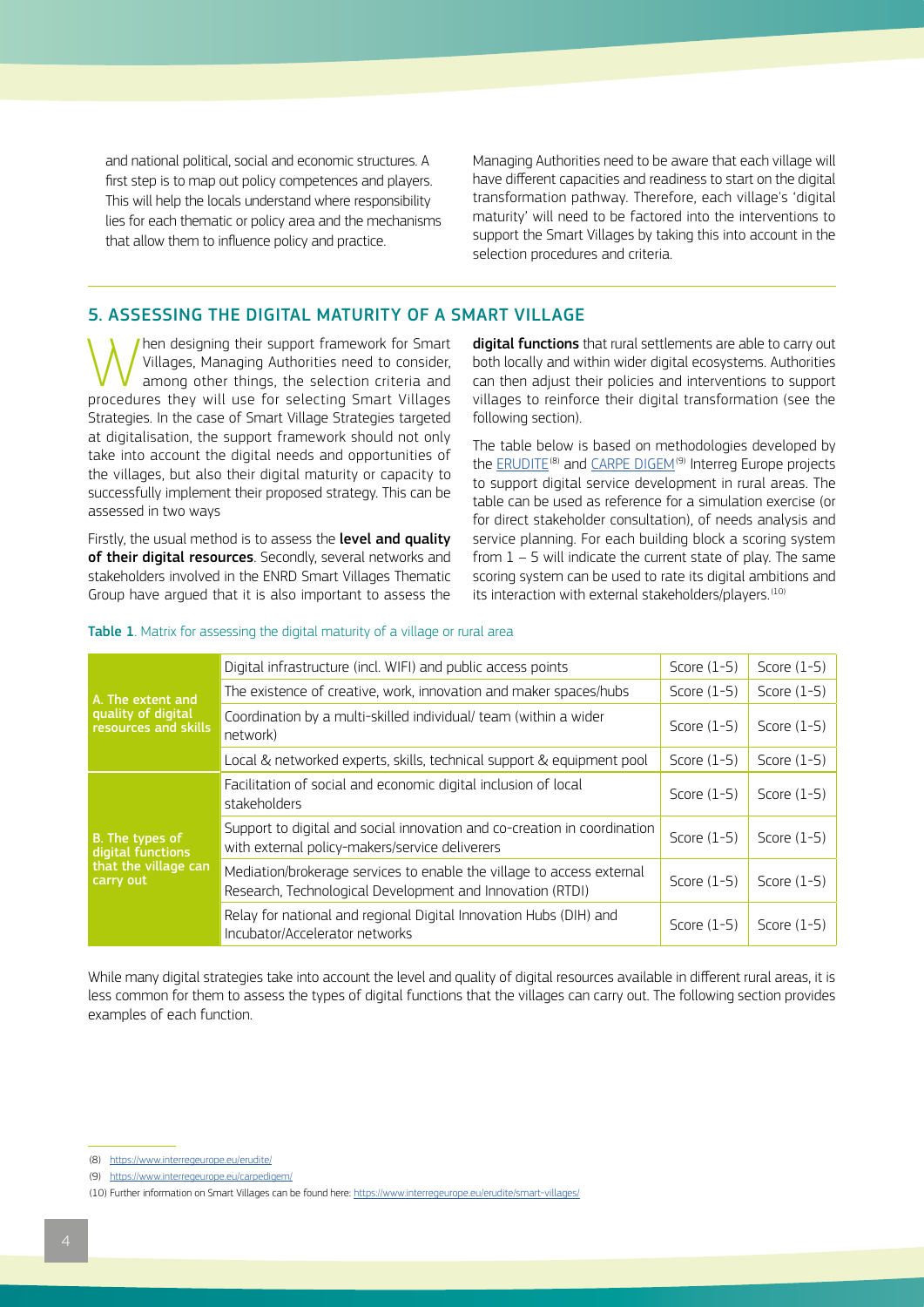and national political, social and economic structures. A first step is to map out policy competences and players. This will help the locals understand where responsibility lies for each thematic or policy area and the mechanisms that allow them to influence policy and practice.

Managing Authorities need to be aware that each village will have different capacities and readiness to start on the digital transformation pathway. Therefore, each village's 'digital maturity' will need to be factored into the interventions to support the Smart Villages by taking this into account in the selection procedures and criteria.

## 5. ASSESSING THE DIGITAL MATURITY OF A SMART VILLAGE

When designing their support framework for Smart Villages, Managing Authorities need to consider, among other things, the selection criteria and procedures they will use for selecting Smart Villages Strategies. In the case of Smart Village Strategies targeted at digitalisation, the support framework should not only take into account the digital needs and opportunities of the villages, but also their digital maturity or capacity to successfully implement their proposed strategy. This can be assessed in two ways

Firstly, the usual method is to assess the **level and quality of their digital resources**. Secondly, several networks and stakeholders involved in the ENRD Smart Villages Thematic Group have argued that it is also important to assess the **digital functions** that rural settlements are able to carry out both locally and within wider digital ecosystems. Authorities can then adjust their policies and interventions to support villages to reinforce their digital transformation (see the following section).

The table below is based on methodologies developed by the [ERUDITE](https://www.interregeurope.eu/erudite/)[8] and [CARPE DIGEM](https://www.interregeurope.eu/carpedigem/)[9] Interreg Europe projects to support digital service development in rural areas. The table can be used as reference for a simulation exercise (or for direct stakeholder consultation), of needs analysis and service planning. For each building block a scoring system from 1 – 5 will indicate the current state of play. The same scoring system can be used to rate its digital ambitions and its interaction with external stakeholders/players.[10]

**Table 1**. Matrix for assessing the digital maturity of a village or rural area

| | | | |
|---|---|---|---|
| **A. The extent and quality of digital resources and skills** | Digital infrastructure (incl. WIFI) and public access points | Score (1-5) | Score (1-5) |
| | The existence of creative, work, innovation and maker spaces/hubs | Score (1-5) | Score (1-5) |
| | Coordination by a multi-skilled individual/ team (within a wider network) | Score (1-5) | Score (1-5) |
| | Local & networked experts, skills, technical support & equipment pool | Score (1-5) | Score (1-5) |
| **B. The types of digital functions that the village can carry out** | Facilitation of social and economic digital inclusion of local stakeholders | Score (1-5) | Score (1-5) |
| | Support to digital and social innovation and co-creation in coordination with external policy-makers/service deliverers | Score (1-5) | Score (1-5) |
| | Mediation/brokerage services to enable the village to access external Research, Technological Development and Innovation (RTDI) | Score (1-5) | Score (1-5) |
| | Relay for national and regional Digital Innovation Hubs (DIH) and Incubator/Accelerator networks | Score (1-5) | Score (1-5) |

While many digital strategies take into account the level and quality of digital resources available in different rural areas, it is less common for them to assess the types of digital functions that the villages can carry out. The following section provides examples of each function.

(8) https://www.interregeurope.eu/erudite/

(9) https://www.interregeurope.eu/carpedigem/

(10) Further information on Smart Villages can be found here: https://www.interregeurope.eu/erudite/smart-villages/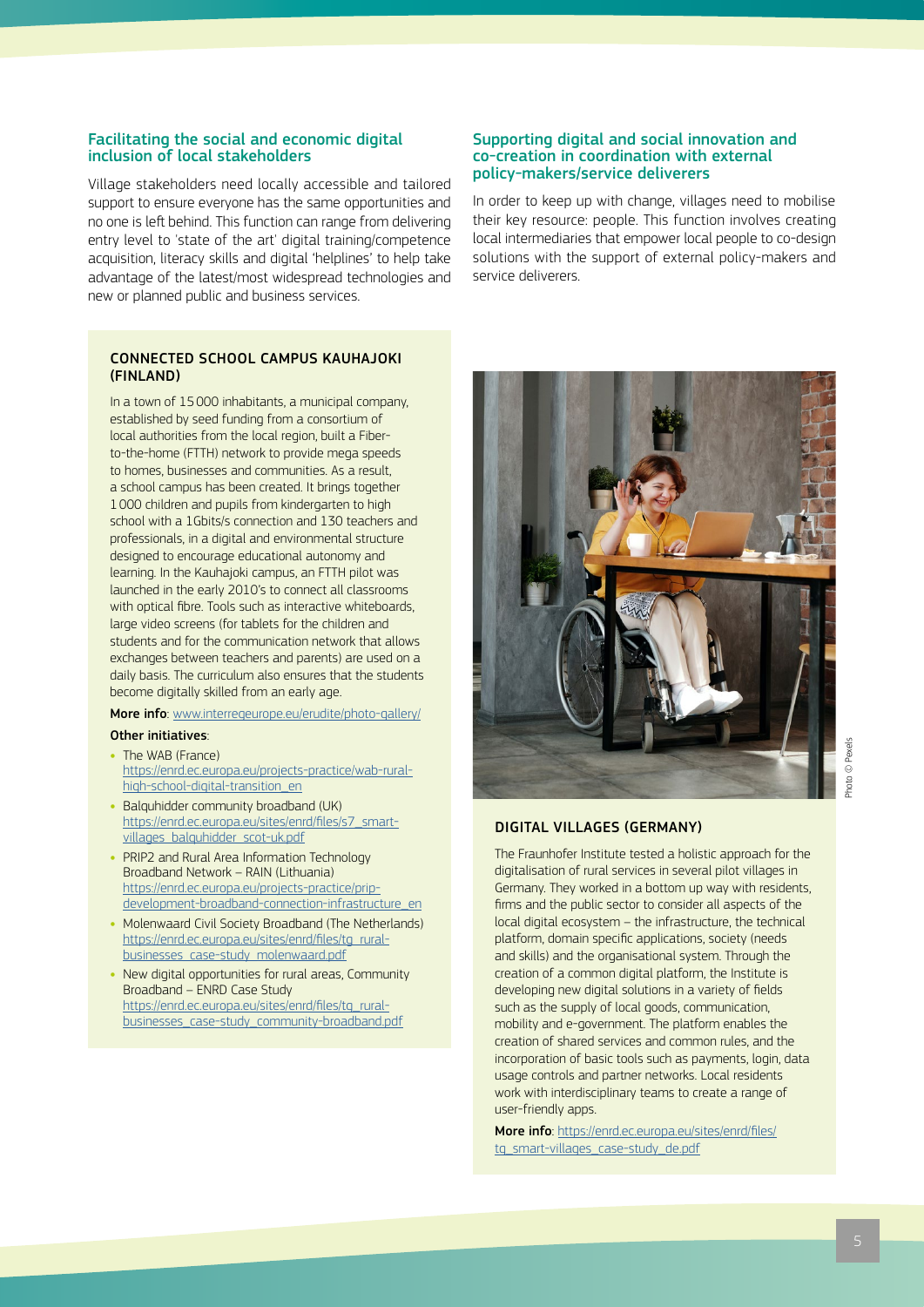### Facilitating the social and economic digital inclusion of local stakeholders

Village stakeholders need locally accessible and tailored support to ensure everyone has the same opportunities and no one is left behind. This function can range from delivering entry level to 'state of the art' digital training/competence acquisition, literacy skills and digital 'helplines' to help take advantage of the latest/most widespread technologies and new or planned public and business services.

### Supporting digital and social innovation and co-creation in coordination with external policy-makers/service deliverers

In order to keep up with change, villages need to mobilise their key resource: people. This function involves creating local intermediaries that empower local people to co-design solutions with the support of external policy-makers and service deliverers.

#### CONNECTED SCHOOL CAMPUS KAUHAJOKI (FINLAND)

In a town of 15 000 inhabitants, a municipal company, established by seed funding from a consortium of local authorities from the local region, built a Fiber-to-the-home (FTTH) network to provide mega speeds to homes, businesses and communities. As a result, a school campus has been created. It brings together 1 000 children and pupils from kindergarten to high school with a 1Gbits/s connection and 130 teachers and professionals, in a digital and environmental structure designed to encourage educational autonomy and learning. In the Kauhajoki campus, an FTTH pilot was launched in the early 2010's to connect all classrooms with optical fibre. Tools such as interactive whiteboards, large video screens (for tablets for the children and students and for the communication network that allows exchanges between teachers and parents) are used on a daily basis. The curriculum also ensures that the students become digitally skilled from an early age.

**More info**: www.interregeurope.eu/erudite/photo-gallery/

**Other initiatives**:

- The WAB (France) https://enrd.ec.europa.eu/projects-practice/wab-rural-high-school-digital-transition_en
- Balquhidder community broadband (UK) https://enrd.ec.europa.eu/sites/enrd/files/s7_smart-villages_balquhidder_scot-uk.pdf
- PRIP2 and Rural Area Information Technology Broadband Network – RAIN (Lithuania) https://enrd.ec.europa.eu/projects-practice/prip-development-broadband-connection-infrastructure_en
- Molenwaard Civil Society Broadband (The Netherlands) https://enrd.ec.europa.eu/sites/enrd/files/tg_rural-businesses_case-study_molenwaard.pdf
- New digital opportunities for rural areas, Community Broadband – ENRD Case Study https://enrd.ec.europa.eu/sites/enrd/files/tg_rural-businesses_case-study_community-broadband.pdf

Photo © Pexels

#### DIGITAL VILLAGES (GERMANY)

The Fraunhofer Institute tested a holistic approach for the digitalisation of rural services in several pilot villages in Germany. They worked in a bottom up way with residents, firms and the public sector to consider all aspects of the local digital ecosystem – the infrastructure, the technical platform, domain specific applications, society (needs and skills) and the organisational system. Through the creation of a common digital platform, the Institute is developing new digital solutions in a variety of fields such as the supply of local goods, communication, mobility and e-government. The platform enables the creation of shared services and common rules, and the incorporation of basic tools such as payments, login, data usage controls and partner networks. Local residents work with interdisciplinary teams to create a range of user-friendly apps.

**More info**: https://enrd.ec.europa.eu/sites/enrd/files/tg_smart-villages_case-study_de.pdf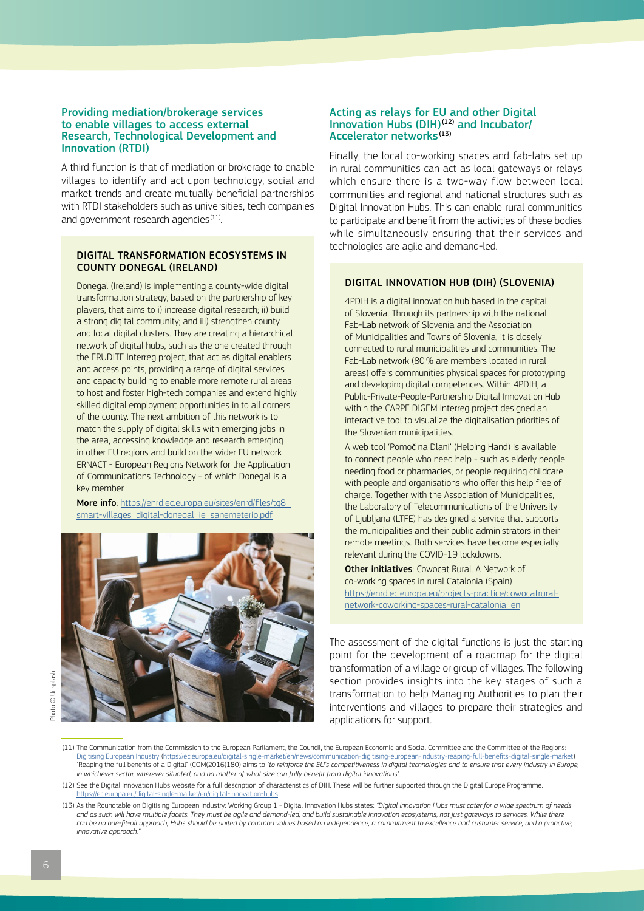### Providing mediation/brokerage services to enable villages to access external Research, Technological Development and Innovation (RTDI)

A third function is that of mediation or brokerage to enable villages to identify and act upon technology, social and market trends and create mutually beneficial partnerships with RTDI stakeholders such as universities, tech companies and government research agencies[11].

#### DIGITAL TRANSFORMATION ECOSYSTEMS IN COUNTY DONEGAL (IRELAND)

Donegal (Ireland) is implementing a county-wide digital transformation strategy, based on the partnership of key players, that aims to i) increase digital research; ii) build a strong digital community; and iii) strengthen county and local digital clusters. They are creating a hierarchical network of digital hubs, such as the one created through the ERUDITE Interreg project, that act as digital enablers and access points, providing a range of digital services and capacity building to enable more remote rural areas to host and foster high-tech companies and extend highly skilled digital employment opportunities in to all corners of the county. The next ambition of this network is to match the supply of digital skills with emerging jobs in the area, accessing knowledge and research emerging in other EU regions and build on the wider EU network ERNACT - European Regions Network for the Application of Communications Technology - of which Donegal is a key member.

**More info**: https://enrd.ec.europa.eu/sites/enrd/files/tg8_smart-villages_digital-donegal_ie_sanemeterio.pdf

Photo © Unsplash

### Acting as relays for EU and other Digital Innovation Hubs (DIH)[12] and Incubator/Accelerator networks[13]

Finally, the local co-working spaces and fab-labs set up in rural communities can act as local gateways or relays which ensure there is a two-way flow between local communities and regional and national structures such as Digital Innovation Hubs. This can enable rural communities to participate and benefit from the activities of these bodies while simultaneously ensuring that their services and technologies are agile and demand-led.

#### DIGITAL INNOVATION HUB (DIH) (SLOVENIA)

4PDIH is a digital innovation hub based in the capital of Slovenia. Through its partnership with the national Fab-Lab network of Slovenia and the Association of Municipalities and Towns of Slovenia, it is closely connected to rural municipalities and communities. The Fab-Lab network (80 % are members located in rural areas) offers communities physical spaces for prototyping and developing digital competences. Within 4PDIH, a Public-Private-People-Partnership Digital Innovation Hub within the CARPE DIGEM Interreg project designed an interactive tool to visualize the digitalisation priorities of the Slovenian municipalities.

A web tool 'Pomoč na Dlani' (Helping Hand) is available to connect people who need help - such as elderly people needing food or pharmacies, or people requiring childcare with people and organisations who offer this help free of charge. Together with the Association of Municipalities, the Laboratory of Telecommunications of the University of Ljubljana (LTFE) has designed a service that supports the municipalities and their public administrators in their remote meetings. Both services have become especially relevant during the COVID-19 lockdowns.

**Other initiatives**: Cowocat Rural. A Network of co-working spaces in rural Catalonia (Spain) https://enrd.ec.europa.eu/projects-practice/cowocatrural-network-coworking-spaces-rural-catalonia_en

The assessment of the digital functions is just the starting point for the development of a roadmap for the digital transformation of a village or group of villages. The following section provides insights into the key stages of such a transformation to help Managing Authorities to plan their interventions and villages to prepare their strategies and applications for support.

---

(11) The Communication from the Commission to the European Parliament, the Council, the European Economic and Social Committee and the Committee of the Regions: Digitising European Industry (https://ec.europa.eu/digital-single-market/en/news/communication-digitising-european-industry-reaping-full-benefits-digital-single-market) 'Reaping the full benefits of a Digital' (COM(2016)180) aims to *"to reinforce the EU's competitiveness in digital technologies and to ensure that every industry in Europe, in whichever sector, wherever situated, and no matter of what size can fully benefit from digital innovations"*.

(12) See the Digital Innovation Hubs website for a full description of characteristics of DIH. These will be further supported through the Digital Europe Programme. https://ec.europa.eu/digital-single-market/en/digital-innovation-hubs

(13) As the Roundtable on Digitising European Industry: Working Group 1 - Digital Innovation Hubs states: *"Digital Innovation Hubs must cater for a wide spectrum of needs and as such will have multiple facets. They must be agile and demand-led, and build sustainable innovation ecosystems, not just gateways to services. While there can be no one-fit-all approach, Hubs should be united by common values based on independence, a commitment to excellence and customer service, and a proactive, innovative approach."*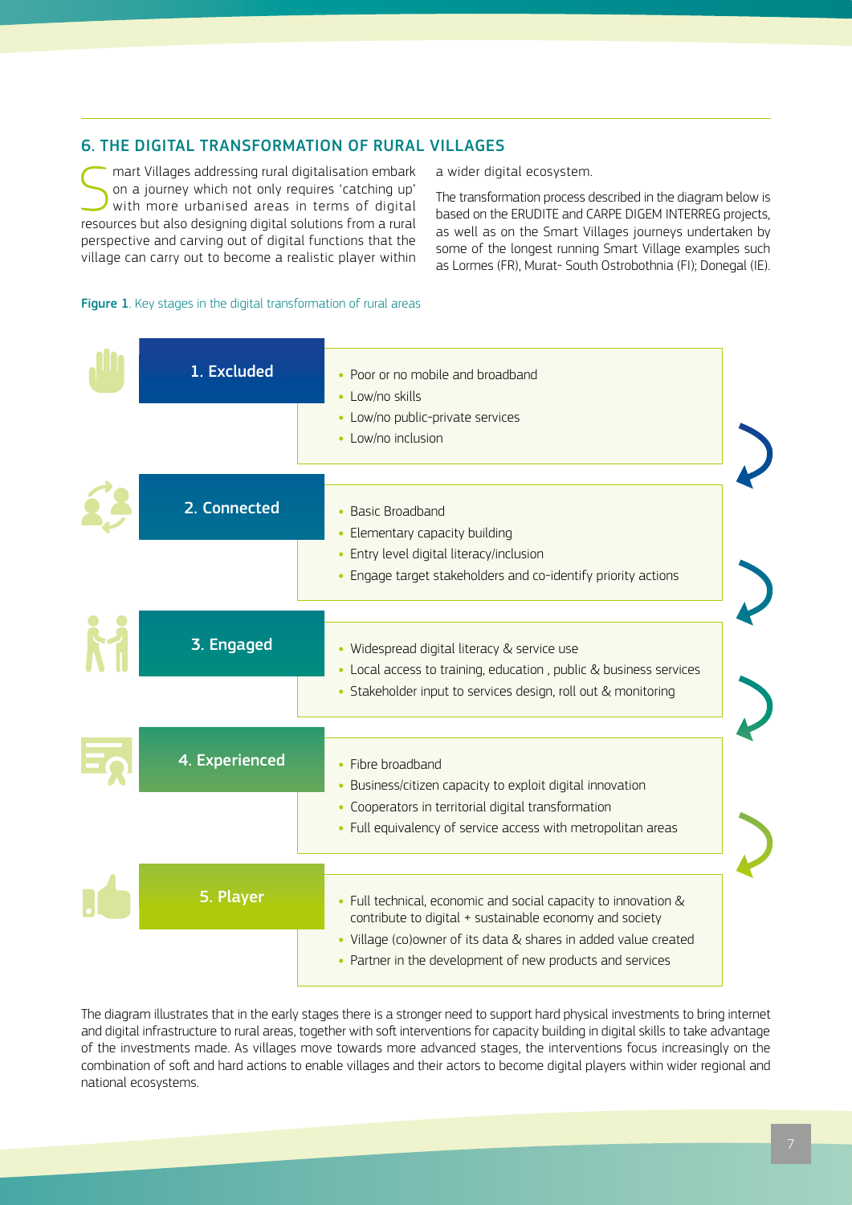## 6. THE DIGITAL TRANSFORMATION OF RURAL VILLAGES

Smart Villages addressing rural digitalisation embark on a journey which not only requires 'catching up' with more urbanised areas in terms of digital resources but also designing digital solutions from a rural perspective and carving out of digital functions that the village can carry out to become a realistic player within a wider digital ecosystem.

The transformation process described in the diagram below is based on the ERUDITE and CARPE DIGEM INTERREG projects, as well as on the Smart Villages journeys undertaken by some of the longest running Smart Village examples such as Lormes (FR), Murat- South Ostrobothnia (FI); Donegal (IE).

**Figure 1**. Key stages in the digital transformation of rural areas

**1. Excluded**
- Poor or no mobile and broadband
- Low/no skills
- Low/no public-private services
- Low/no inclusion

**2. Connected**
- Basic Broadband
- Elementary capacity building
- Entry level digital literacy/inclusion
- Engage target stakeholders and co-identify priority actions

**3. Engaged**
- Widespread digital literacy & service use
- Local access to training, education , public & business services
- Stakeholder input to services design, roll out & monitoring

**4. Experienced**
- Fibre broadband
- Business/citizen capacity to exploit digital innovation
- Cooperators in territorial digital transformation
- Full equivalency of service access with metropolitan areas

**5. Player**
- Full technical, economic and social capacity to innovation & contribute to digital + sustainable economy and society
- Village (co)owner of its data & shares in added value created
- Partner in the development of new products and services

The diagram illustrates that in the early stages there is a stronger need to support hard physical investments to bring internet and digital infrastructure to rural areas, together with soft interventions for capacity building in digital skills to take advantage of the investments made. As villages move towards more advanced stages, the interventions focus increasingly on the combination of soft and hard actions to enable villages and their actors to become digital players within wider regional and national ecosystems.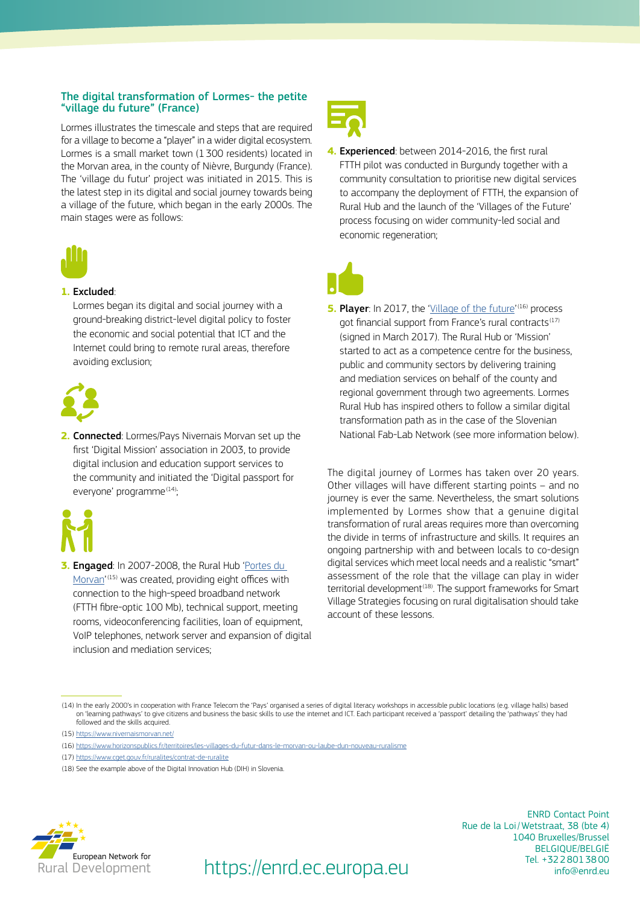### The digital transformation of Lormes- the petite "village du future" (France)

Lormes illustrates the timescale and steps that are required for a village to become a "player" in a wider digital ecosystem. Lormes is a small market town (1 300 residents) located in the Morvan area, in the county of Nièvre, Burgundy (France). The 'village du futur' project was initiated in 2015. This is the latest step in its digital and social journey towards being a village of the future, which began in the early 2000s. The main stages were as follows:

1. **Excluded**:
   Lormes began its digital and social journey with a ground-breaking district-level digital policy to foster the economic and social potential that ICT and the Internet could bring to remote rural areas, therefore avoiding exclusion;

2. **Connected**: Lormes/Pays Nivernais Morvan set up the first 'Digital Mission' association in 2003, to provide digital inclusion and education support services to the community and initiated the 'Digital passport for everyone' programme[14];

3. **Engaged**: In 2007-2008, the Rural Hub 'Portes du Morvan'[15] was created, providing eight offices with connection to the high-speed broadband network (FTTH fibre-optic 100 Mb), technical support, meeting rooms, videoconferencing facilities, loan of equipment, VoIP telephones, network server and expansion of digital inclusion and mediation services;

4. **Experienced**: between 2014-2016, the first rural FTTH pilot was conducted in Burgundy together with a community consultation to prioritise new digital services to accompany the deployment of FTTH, the expansion of Rural Hub and the launch of the 'Villages of the Future' process focusing on wider community-led social and economic regeneration;

5. **Player**: In 2017, the 'Village of the future'[16] process got financial support from France's rural contracts[17] (signed in March 2017). The Rural Hub or 'Mission' started to act as a competence centre for the business, public and community sectors by delivering training and mediation services on behalf of the county and regional government through two agreements. Lormes Rural Hub has inspired others to follow a similar digital transformation path as in the case of the Slovenian National Fab-Lab Network (see more information below).

The digital journey of Lormes has taken over 20 years. Other villages will have different starting points – and no journey is ever the same. Nevertheless, the smart solutions implemented by Lormes show that a genuine digital transformation of rural areas requires more than overcoming the divide in terms of infrastructure and skills. It requires an ongoing partnership with and between locals to co-design digital services which meet local needs and a realistic "smart" assessment of the role that the village can play in wider territorial development[18]. The support frameworks for Smart Village Strategies focusing on rural digitalisation should take account of these lessons.

---

(14) In the early 2000's in cooperation with France Telecom the 'Pays' organised a series of digital literacy workshops in accessible public locations (e.g. village halls) based on 'learning pathways' to give citizens and business the basic skills to use the internet and ICT. Each participant received a 'passport' detailing the 'pathways' they had followed and the skills acquired.

(15) https://www.nivernaismorvan.net/

(16) https://www.horizonspublics.fr/territoires/les-villages-du-futur-dans-le-morvan-ou-laube-dun-nouveau-ruralisme

(17) https://www.cget.gouv.fr/ruralites/contrat-de-ruralite

(18) See the example above of the Digital Innovation Hub (DIH) in Slovenia.

European Network for Rural Development

https://enrd.ec.europa.eu

ENRD Contact Point
Rue de la Loi/Wetstraat, 38 (bte 4)
1040 Bruxelles/Brussel
BELGIQUE/BELGIË
Tel. +32 2 801 38 00
info@enrd.eu